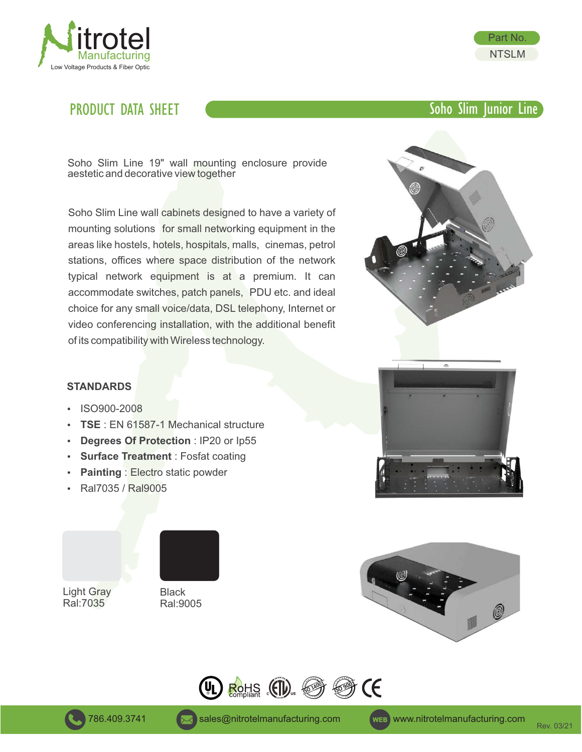Nitrotel Manufacturing
Low Voltage Products & Fiber Optic

Part No.
NTSLM

# PRODUCT DATA SHEET

## Soho Slim Junior Line

Soho Slim Line 19" wall mounting enclosure provide aestetic and decorative view together

Soho Slim Line wall cabinets designed to have a variety of mounting solutions for small networking equipment in the areas like hostels, hotels, hospitals, malls, cinemas, petrol stations, offices where space distribution of the network typical network equipment is at a premium. It can accommodate switches, patch panels, PDU etc. and ideal choice for any small voice/data, DSL telephony, Internet or video conferencing installation, with the additional benefit of its compatibility with Wireless technology.

### STANDARDS

- ISO900-2008
- **TSE** : EN 61587-1 Mechanical structure
- **Degrees Of Protection** : IP20 or Ip55
- **Surface Treatment** : Fosfat coating
- **Painting** : Electro static powder
- Ral7035 / Ral9005

Light Gray
Ral:7035

Black
Ral:9005

786.409.3741 sales@nitrotelmanufacturing.com www.nitrotelmanufacturing.com

Rev. 03/21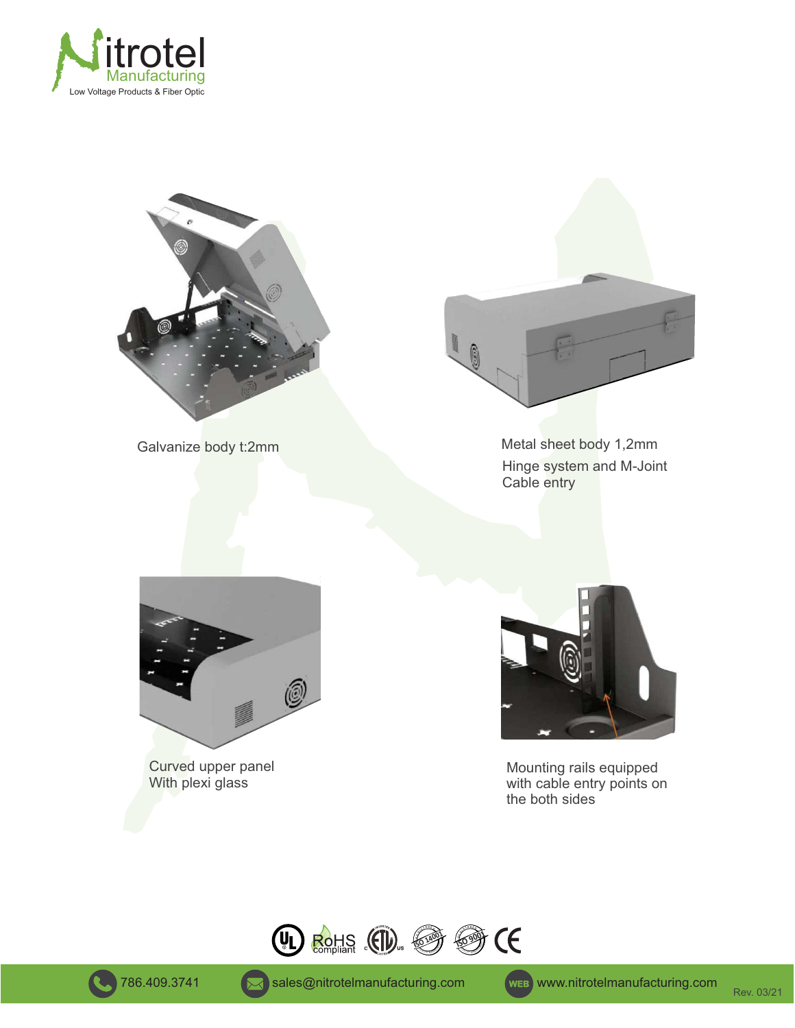Galvanize body t:2mm

Metal sheet body 1,2mm
Hinge system and M-Joint
Cable entry

Curved upper panel
With plexi glass

Mounting rails equipped
with cable entry points on
the both sides